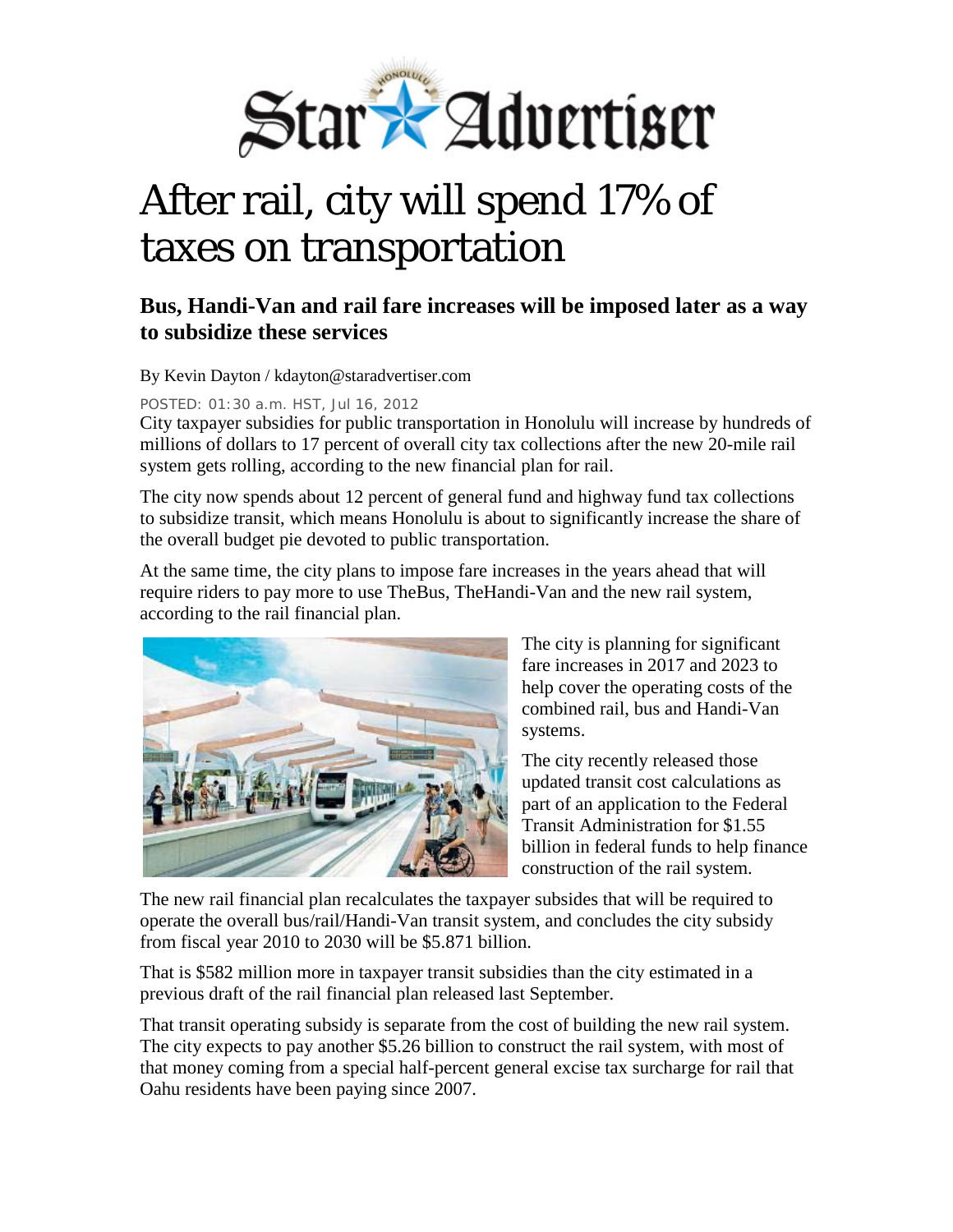Star Advertiser

# After rail, city will spend 17% of taxes on transportation

## Bus, Handi-Van and rail fare increases will be imposed later as a way to subsidize these services

By Kevin Dayton / kdayton@staradvertiser.com

POSTED: 01:30 a.m. HST, Jul 16, 2012

City taxpayer subsidies for public transportation in Honolulu will increase by hundreds of millions of dollars to 17 percent of overall city tax collections after the new 20-mile rail system gets rolling, according to the new financial plan for rail.

The city now spends about 12 percent of general fund and highway fund tax collections to subsidize transit, which means Honolulu is about to significantly increase the share of the overall budget pie devoted to public transportation.

At the same time, the city plans to impose fare increases in the years ahead that will require riders to pay more to use TheBus, TheHandi-Van and the new rail system, according to the rail financial plan.

The city is planning for significant fare increases in 2017 and 2023 to help cover the operating costs of the combined rail, bus and Handi-Van systems.

The city recently released those updated transit cost calculations as part of an application to the Federal Transit Administration for $1.55 billion in federal funds to help finance construction of the rail system.

The new rail financial plan recalculates the taxpayer subsides that will be required to operate the overall bus/rail/Handi-Van transit system, and concludes the city subsidy from fiscal year 2010 to 2030 will be $5.871 billion.

That is $582 million more in taxpayer transit subsidies than the city estimated in a previous draft of the rail financial plan released last September.

That transit operating subsidy is separate from the cost of building the new rail system. The city expects to pay another $5.26 billion to construct the rail system, with most of that money coming from a special half-percent general excise tax surcharge for rail that Oahu residents have been paying since 2007.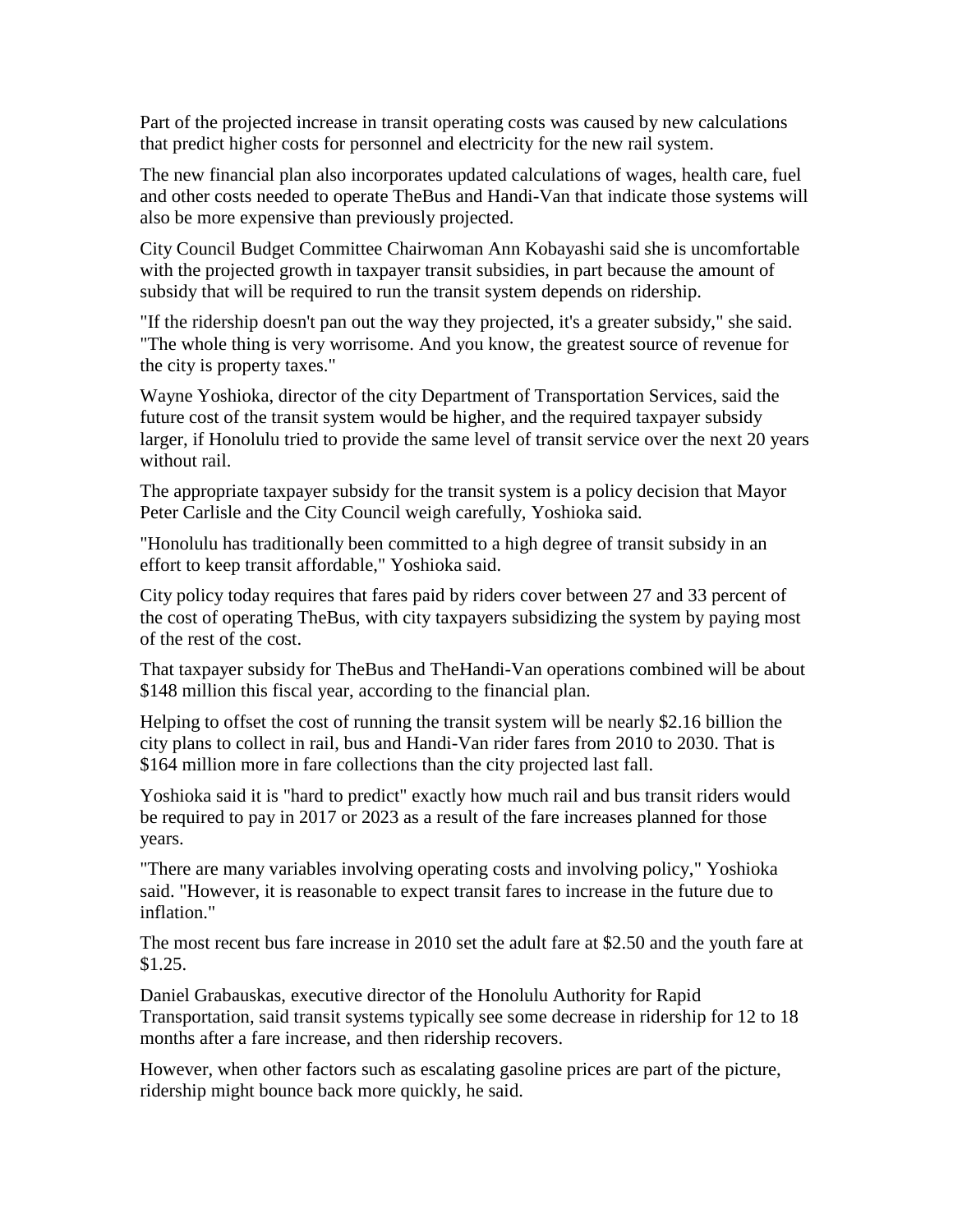Part of the projected increase in transit operating costs was caused by new calculations that predict higher costs for personnel and electricity for the new rail system.

The new financial plan also incorporates updated calculations of wages, health care, fuel and other costs needed to operate TheBus and Handi-Van that indicate those systems will also be more expensive than previously projected.

City Council Budget Committee Chairwoman Ann Kobayashi said she is uncomfortable with the projected growth in taxpayer transit subsidies, in part because the amount of subsidy that will be required to run the transit system depends on ridership.

"If the ridership doesn't pan out the way they projected, it's a greater subsidy," she said. "The whole thing is very worrisome. And you know, the greatest source of revenue for the city is property taxes."

Wayne Yoshioka, director of the city Department of Transportation Services, said the future cost of the transit system would be higher, and the required taxpayer subsidy larger, if Honolulu tried to provide the same level of transit service over the next 20 years without rail.

The appropriate taxpayer subsidy for the transit system is a policy decision that Mayor Peter Carlisle and the City Council weigh carefully, Yoshioka said.

"Honolulu has traditionally been committed to a high degree of transit subsidy in an effort to keep transit affordable," Yoshioka said.

City policy today requires that fares paid by riders cover between 27 and 33 percent of the cost of operating TheBus, with city taxpayers subsidizing the system by paying most of the rest of the cost.

That taxpayer subsidy for TheBus and TheHandi-Van operations combined will be about $148 million this fiscal year, according to the financial plan.

Helping to offset the cost of running the transit system will be nearly $2.16 billion the city plans to collect in rail, bus and Handi-Van rider fares from 2010 to 2030. That is $164 million more in fare collections than the city projected last fall.

Yoshioka said it is "hard to predict" exactly how much rail and bus transit riders would be required to pay in 2017 or 2023 as a result of the fare increases planned for those years.

"There are many variables involving operating costs and involving policy," Yoshioka said. "However, it is reasonable to expect transit fares to increase in the future due to inflation."

The most recent bus fare increase in 2010 set the adult fare at $2.50 and the youth fare at $1.25.

Daniel Grabauskas, executive director of the Honolulu Authority for Rapid Transportation, said transit systems typically see some decrease in ridership for 12 to 18 months after a fare increase, and then ridership recovers.

However, when other factors such as escalating gasoline prices are part of the picture, ridership might bounce back more quickly, he said.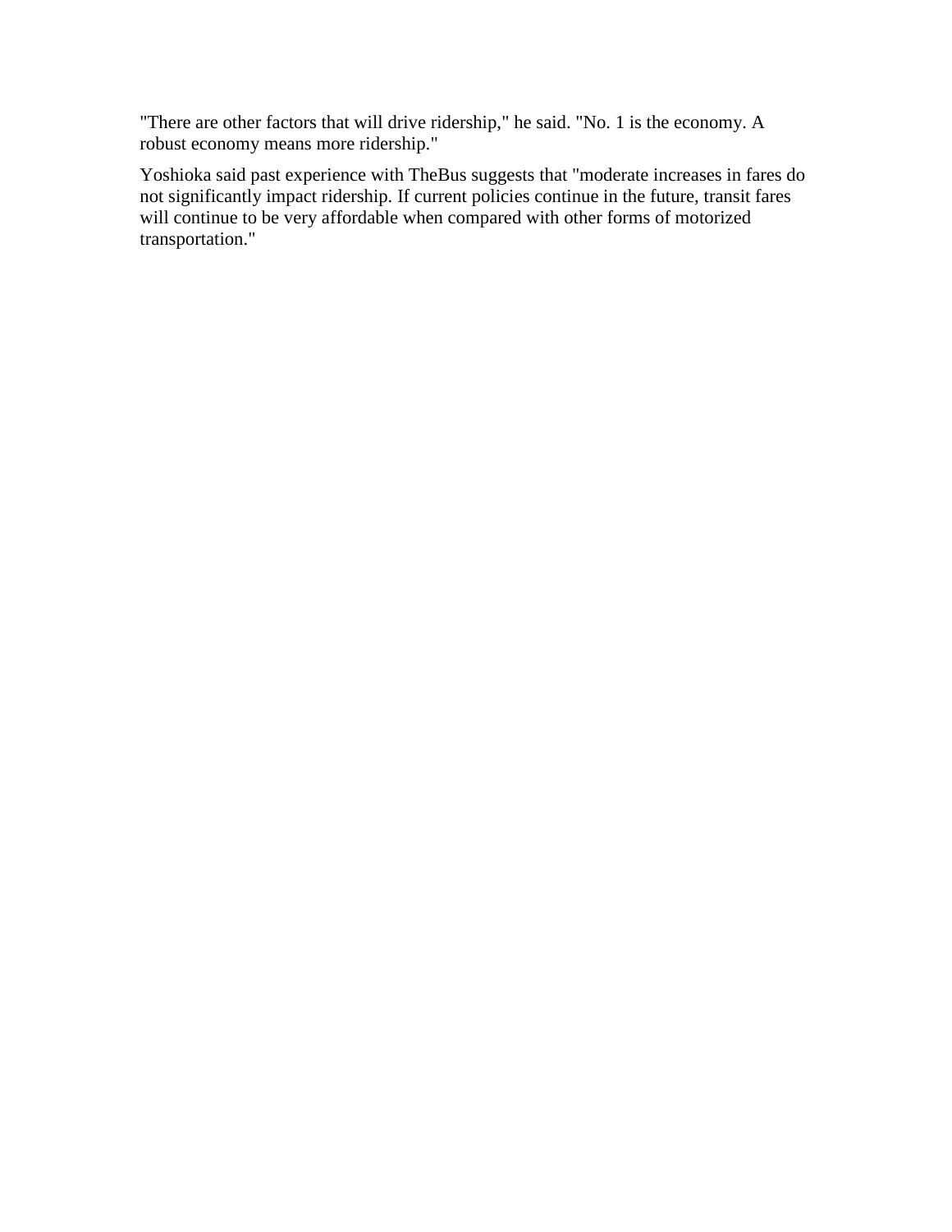"There are other factors that will drive ridership," he said. "No. 1 is the economy. A robust economy means more ridership."

Yoshioka said past experience with TheBus suggests that "moderate increases in fares do not significantly impact ridership. If current policies continue in the future, transit fares will continue to be very affordable when compared with other forms of motorized transportation."